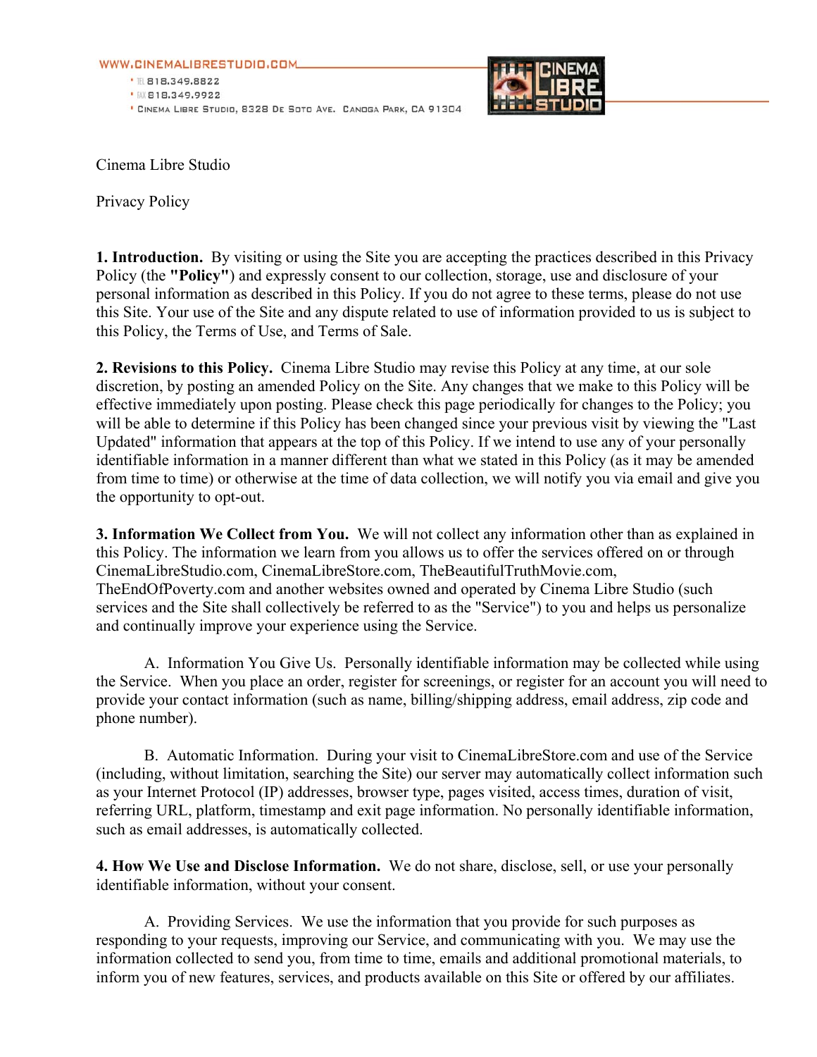WWW.CINEMALIBRESTUDIO.COM

TEL 818.349.8822
FAX 818.349.9922
CINEMA LIBRE STUDIO, 8328 DE SOTO AVE. CANOGA PARK, CA 91304

Cinema Libre Studio

Privacy Policy

**1. Introduction.** By visiting or using the Site you are accepting the practices described in this Privacy Policy (the **"Policy"**) and expressly consent to our collection, storage, use and disclosure of your personal information as described in this Policy. If you do not agree to these terms, please do not use this Site. Your use of the Site and any dispute related to use of information provided to us is subject to this Policy, the Terms of Use, and Terms of Sale.

**2. Revisions to this Policy.** Cinema Libre Studio may revise this Policy at any time, at our sole discretion, by posting an amended Policy on the Site. Any changes that we make to this Policy will be effective immediately upon posting. Please check this page periodically for changes to the Policy; you will be able to determine if this Policy has been changed since your previous visit by viewing the "Last Updated" information that appears at the top of this Policy. If we intend to use any of your personally identifiable information in a manner different than what we stated in this Policy (as it may be amended from time to time) or otherwise at the time of data collection, we will notify you via email and give you the opportunity to opt-out.

**3. Information We Collect from You.** We will not collect any information other than as explained in this Policy. The information we learn from you allows us to offer the services offered on or through CinemaLibreStudio.com, CinemaLibreStore.com, TheBeautifulTruthMovie.com, TheEndOfPoverty.com and another websites owned and operated by Cinema Libre Studio (such services and the Site shall collectively be referred to as the "Service") to you and helps us personalize and continually improve your experience using the Service.

A. Information You Give Us. Personally identifiable information may be collected while using the Service. When you place an order, register for screenings, or register for an account you will need to provide your contact information (such as name, billing/shipping address, email address, zip code and phone number).

B. Automatic Information. During your visit to CinemaLibreStore.com and use of the Service (including, without limitation, searching the Site) our server may automatically collect information such as your Internet Protocol (IP) addresses, browser type, pages visited, access times, duration of visit, referring URL, platform, timestamp and exit page information. No personally identifiable information, such as email addresses, is automatically collected.

**4. How We Use and Disclose Information.** We do not share, disclose, sell, or use your personally identifiable information, without your consent.

A. Providing Services. We use the information that you provide for such purposes as responding to your requests, improving our Service, and communicating with you. We may use the information collected to send you, from time to time, emails and additional promotional materials, to inform you of new features, services, and products available on this Site or offered by our affiliates.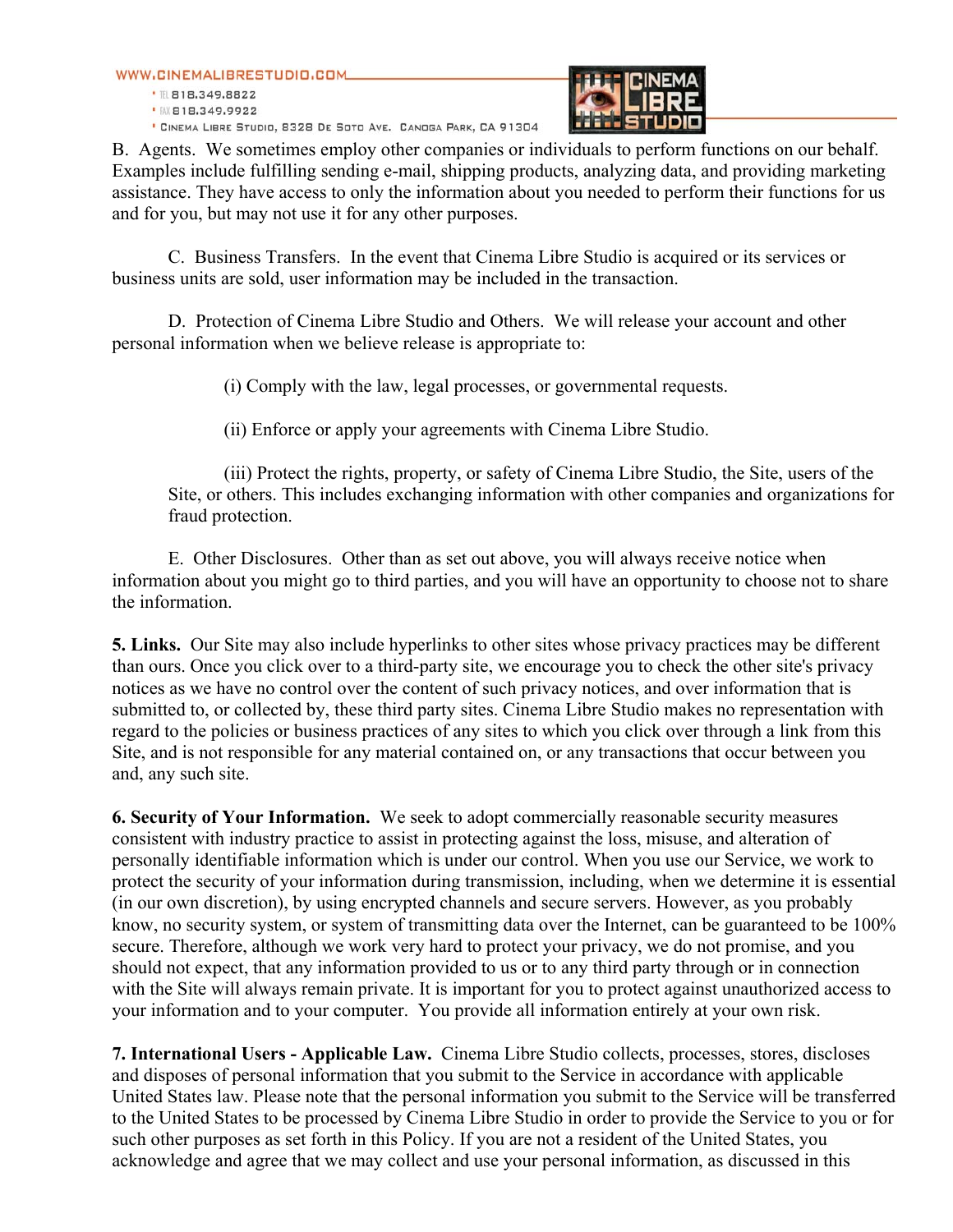B. Agents. We sometimes employ other companies or individuals to perform functions on our behalf. Examples include fulfilling sending e-mail, shipping products, analyzing data, and providing marketing assistance. They have access to only the information about you needed to perform their functions for us and for you, but may not use it for any other purposes.

C. Business Transfers. In the event that Cinema Libre Studio is acquired or its services or business units are sold, user information may be included in the transaction.

D. Protection of Cinema Libre Studio and Others. We will release your account and other personal information when we believe release is appropriate to:

(i) Comply with the law, legal processes, or governmental requests.

(ii) Enforce or apply your agreements with Cinema Libre Studio.

(iii) Protect the rights, property, or safety of Cinema Libre Studio, the Site, users of the Site, or others. This includes exchanging information with other companies and organizations for fraud protection.

E. Other Disclosures. Other than as set out above, you will always receive notice when information about you might go to third parties, and you will have an opportunity to choose not to share the information.

**5. Links.** Our Site may also include hyperlinks to other sites whose privacy practices may be different than ours. Once you click over to a third-party site, we encourage you to check the other site's privacy notices as we have no control over the content of such privacy notices, and over information that is submitted to, or collected by, these third party sites. Cinema Libre Studio makes no representation with regard to the policies or business practices of any sites to which you click over through a link from this Site, and is not responsible for any material contained on, or any transactions that occur between you and, any such site.

**6. Security of Your Information.** We seek to adopt commercially reasonable security measures consistent with industry practice to assist in protecting against the loss, misuse, and alteration of personally identifiable information which is under our control. When you use our Service, we work to protect the security of your information during transmission, including, when we determine it is essential (in our own discretion), by using encrypted channels and secure servers. However, as you probably know, no security system, or system of transmitting data over the Internet, can be guaranteed to be 100% secure. Therefore, although we work very hard to protect your privacy, we do not promise, and you should not expect, that any information provided to us or to any third party through or in connection with the Site will always remain private. It is important for you to protect against unauthorized access to your information and to your computer. You provide all information entirely at your own risk.

**7. International Users - Applicable Law.** Cinema Libre Studio collects, processes, stores, discloses and disposes of personal information that you submit to the Service in accordance with applicable United States law. Please note that the personal information you submit to the Service will be transferred to the United States to be processed by Cinema Libre Studio in order to provide the Service to you or for such other purposes as set forth in this Policy. If you are not a resident of the United States, you acknowledge and agree that we may collect and use your personal information, as discussed in this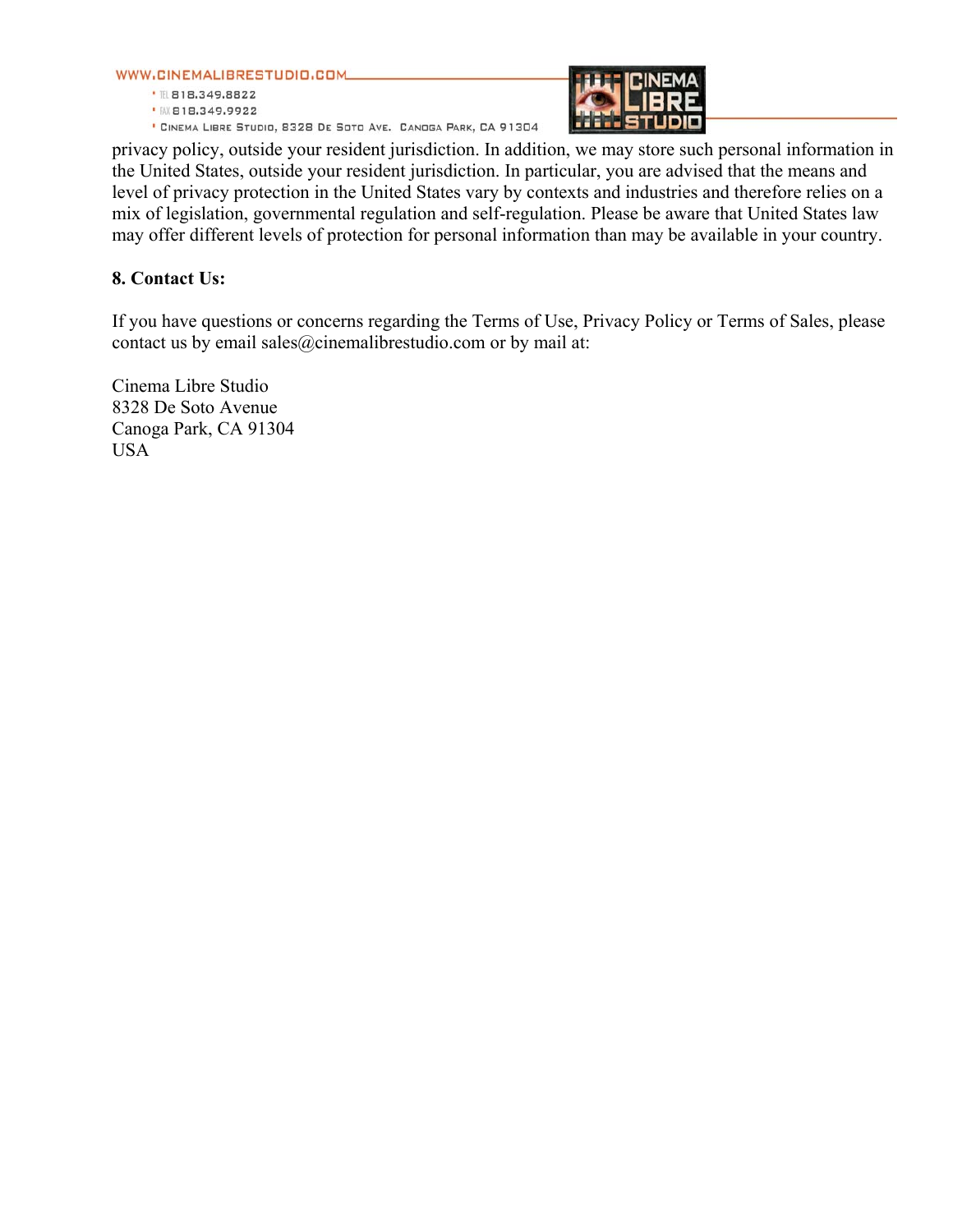privacy policy, outside your resident jurisdiction. In addition, we may store such personal information in the United States, outside your resident jurisdiction. In particular, you are advised that the means and level of privacy protection in the United States vary by contexts and industries and therefore relies on a mix of legislation, governmental regulation and self-regulation. Please be aware that United States law may offer different levels of protection for personal information than may be available in your country.

**8. Contact Us:**

If you have questions or concerns regarding the Terms of Use, Privacy Policy or Terms of Sales, please contact us by email sales@cinemalibrestudio.com or by mail at:

Cinema Libre Studio
8328 De Soto Avenue
Canoga Park, CA 91304
USA